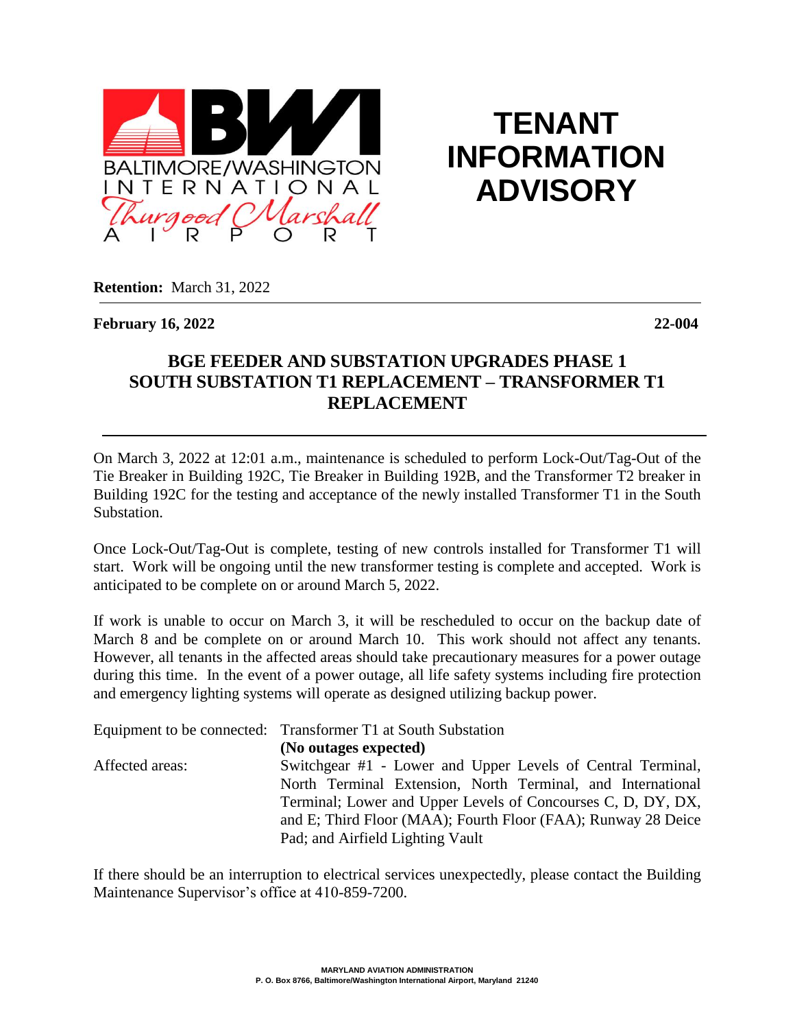BALTIMORE/WASHINGTON INTERNATIONAL Thurgood Marshall AIRPORT

# TENANT INFORMATION ADVISORY

**Retention:** March 31, 2022

**February 16, 2022** **22-004**

## BGE FEEDER AND SUBSTATION UPGRADES PHASE 1 SOUTH SUBSTATION T1 REPLACEMENT – TRANSFORMER T1 REPLACEMENT

On March 3, 2022 at 12:01 a.m., maintenance is scheduled to perform Lock-Out/Tag-Out of the Tie Breaker in Building 192C, Tie Breaker in Building 192B, and the Transformer T2 breaker in Building 192C for the testing and acceptance of the newly installed Transformer T1 in the South Substation.

Once Lock-Out/Tag-Out is complete, testing of new controls installed for Transformer T1 will start. Work will be ongoing until the new transformer testing is complete and accepted. Work is anticipated to be complete on or around March 5, 2022.

If work is unable to occur on March 3, it will be rescheduled to occur on the backup date of March 8 and be complete on or around March 10. This work should not affect any tenants. However, all tenants in the affected areas should take precautionary measures for a power outage during this time. In the event of a power outage, all life safety systems including fire protection and emergency lighting systems will operate as designed utilizing backup power.

Equipment to be connected: Transformer T1 at South Substation
**(No outages expected)**

Affected areas: Switchgear #1 - Lower and Upper Levels of Central Terminal, North Terminal Extension, North Terminal, and International Terminal; Lower and Upper Levels of Concourses C, D, DY, DX, and E; Third Floor (MAA); Fourth Floor (FAA); Runway 28 Deice Pad; and Airfield Lighting Vault

If there should be an interruption to electrical services unexpectedly, please contact the Building Maintenance Supervisor's office at 410-859-7200.

MARYLAND AVIATION ADMINISTRATION
P. O. Box 8766, Baltimore/Washington International Airport, Maryland 21240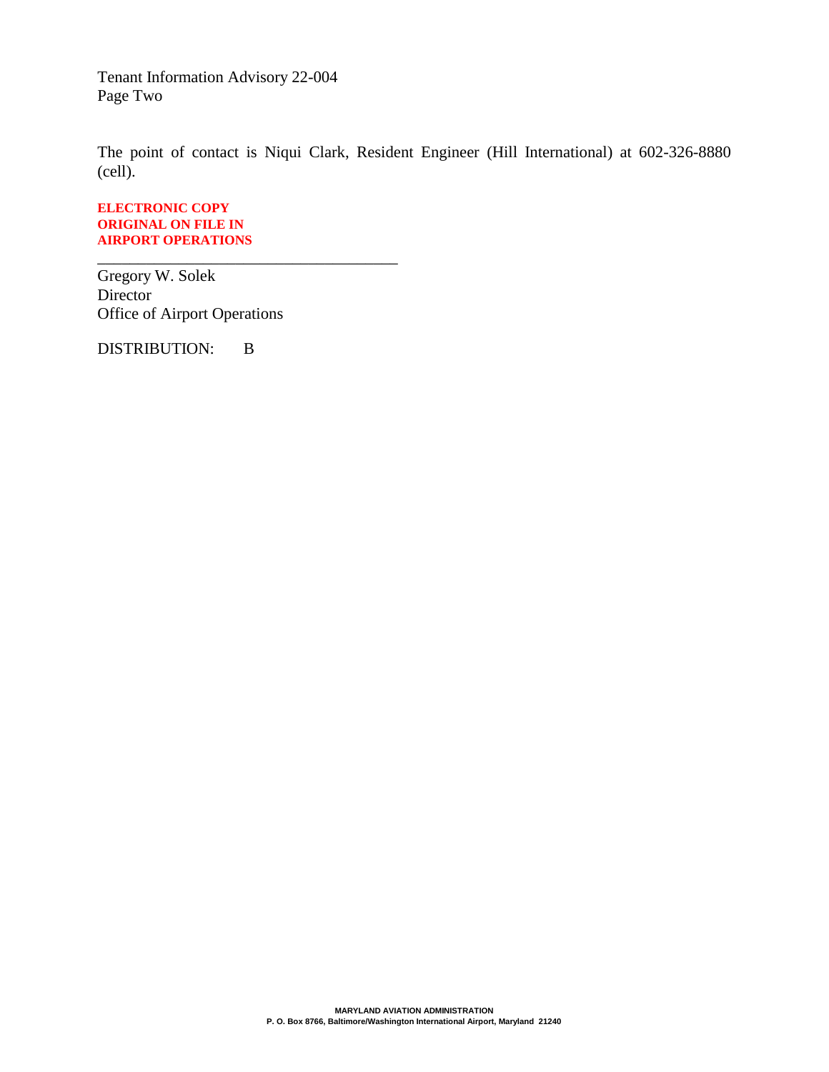The point of contact is Niqui Clark, Resident Engineer (Hill International) at 602-326-8880 (cell).

**ELECTRONIC COPY**
**ORIGINAL ON FILE IN**
**AIRPORT OPERATIONS**

\_\_\_\_\_\_\_\_\_\_\_\_\_\_\_\_\_\_\_\_\_\_\_\_\_\_\_\_\_\_\_\_\_\_\_\_\_\_

Gregory W. Solek
Director
Office of Airport Operations

DISTRIBUTION: B